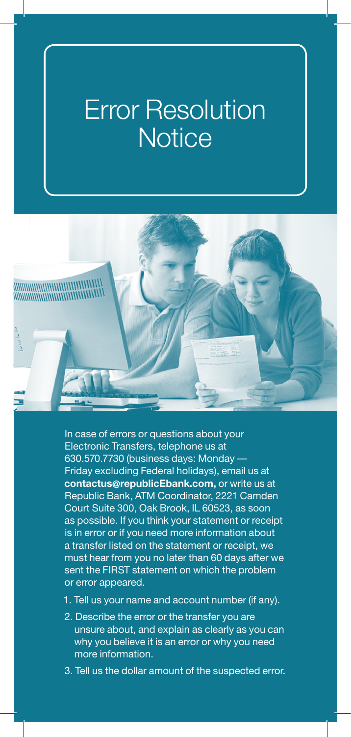# Error Resolution Notice

In case of errors or questions about your Electronic Transfers, telephone us at 630.570.7730 (business days: Monday — Friday excluding Federal holidays), email us at **contactus@republicEbank.com,** or write us at Republic Bank, ATM Coordinator, 2221 Camden Court Suite 300, Oak Brook, IL 60523, as soon as possible. If you think your statement or receipt is in error or if you need more information about a transfer listed on the statement or receipt, we must hear from you no later than 60 days after we sent the FIRST statement on which the problem or error appeared.

1. Tell us your name and account number (if any).
2. Describe the error or the transfer you are unsure about, and explain as clearly as you can why you believe it is an error or why you need more information.
3. Tell us the dollar amount of the suspected error.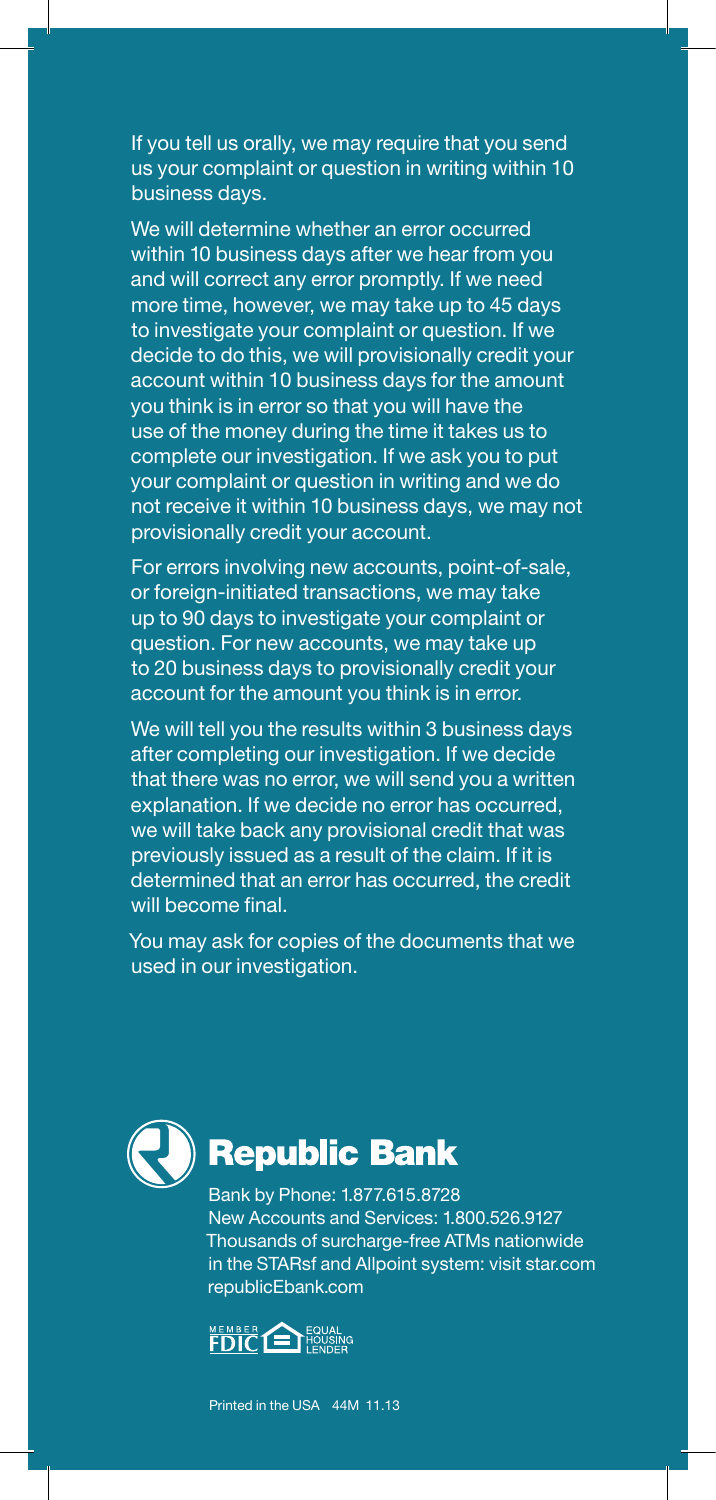If you tell us orally, we may require that you send us your complaint or question in writing within 10 business days.

We will determine whether an error occurred within 10 business days after we hear from you and will correct any error promptly. If we need more time, however, we may take up to 45 days to investigate your complaint or question. If we decide to do this, we will provisionally credit your account within 10 business days for the amount you think is in error so that you will have the use of the money during the time it takes us to complete our investigation. If we ask you to put your complaint or question in writing and we do not receive it within 10 business days, we may not provisionally credit your account.

For errors involving new accounts, point-of-sale, or foreign-initiated transactions, we may take up to 90 days to investigate your complaint or question. For new accounts, we may take up to 20 business days to provisionally credit your account for the amount you think is in error.

We will tell you the results within 3 business days after completing our investigation. If we decide that there was no error, we will send you a written explanation. If we decide no error has occurred, we will take back any provisional credit that was previously issued as a result of the claim. If it is determined that an error has occurred, the credit will become final.

You may ask for copies of the documents that we used in our investigation.

## Republic Bank

Bank by Phone: 1.877.615.8728
New Accounts and Services: 1.800.526.9127
Thousands of surcharge-free ATMs nationwide in the STARsf and Allpoint system: visit star.com
republicEbank.com

MEMBER FDIC EQUAL HOUSING LENDER

Printed in the USA 44M 11.13